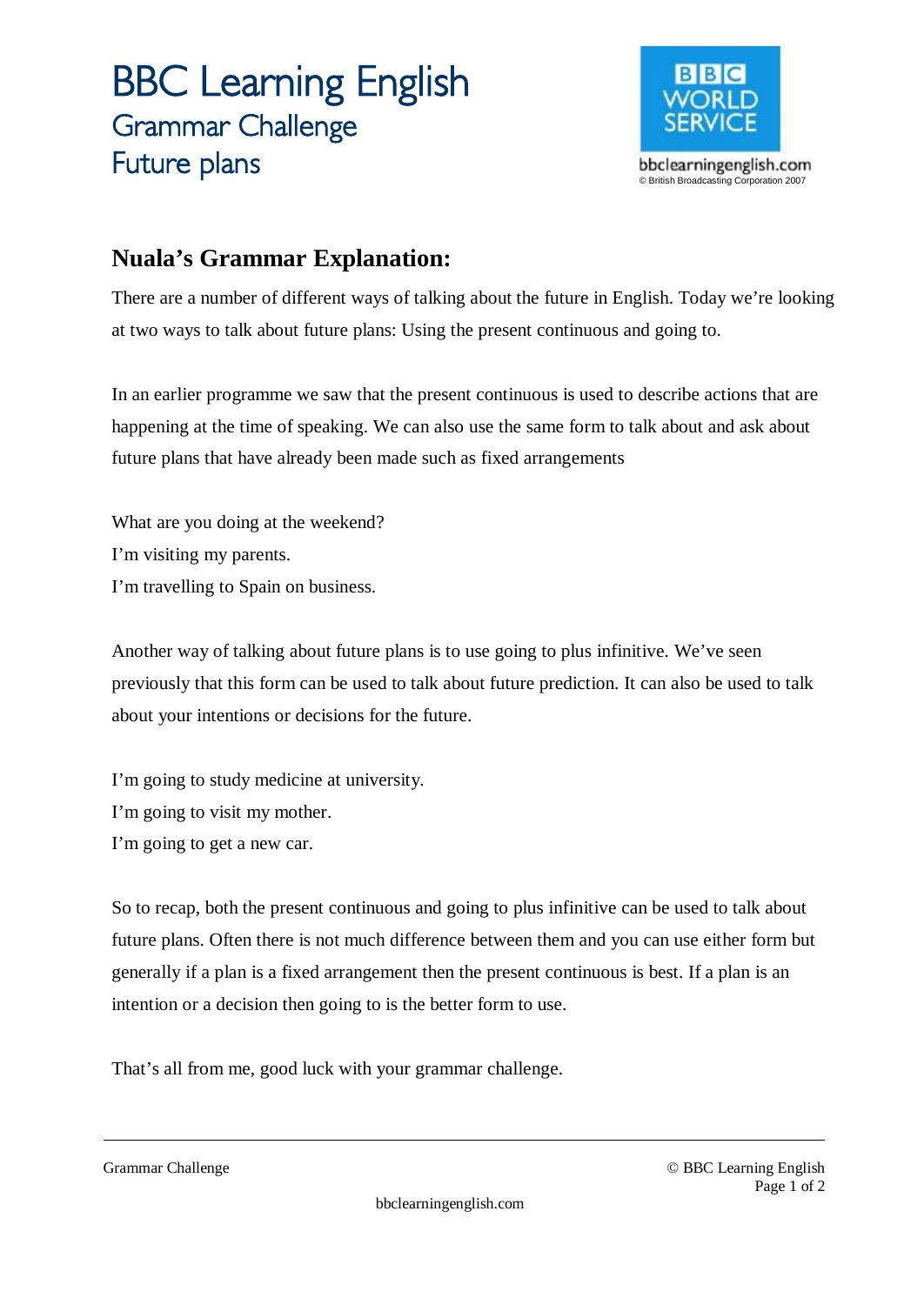# BBC Learning English

## Grammar Challenge

## Future plans

## Nuala's Grammar Explanation:

There are a number of different ways of talking about the future in English. Today we're looking at two ways to talk about future plans: Using the present continuous and going to.

In an earlier programme we saw that the present continuous is used to describe actions that are happening at the time of speaking. We can also use the same form to talk about and ask about future plans that have already been made such as fixed arrangements

What are you doing at the weekend?
I'm visiting my parents.
I'm travelling to Spain on business.

Another way of talking about future plans is to use going to plus infinitive. We've seen previously that this form can be used to talk about future prediction. It can also be used to talk about your intentions or decisions for the future.

I'm going to study medicine at university.
I'm going to visit my mother.
I'm going to get a new car.

So to recap, both the present continuous and going to plus infinitive can be used to talk about future plans. Often there is not much difference between them and you can use either form but generally if a plan is a fixed arrangement then the present continuous is best. If a plan is an intention or a decision then going to is the better form to use.

That's all from me, good luck with your grammar challenge.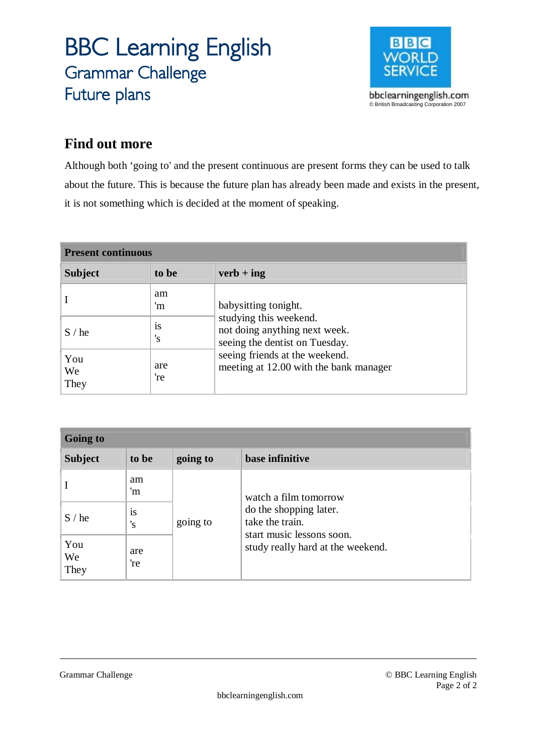# BBC Learning English
## Grammar Challenge
## Future plans

bbclearningenglish.com
© British Broadcasting Corporation 2007

## Find out more

Although both 'going to' and the present continuous are present forms they can be used to talk about the future. This is because the future plan has already been made and exists in the present, it is not something which is decided at the moment of speaking.

| **Present continuous** | | |
|---|---|---|
| **Subject** | **to be** | **verb + ing** |
| I | am<br>'m | babysitting tonight.<br>studying this weekend.<br>not doing anything next week.<br>seeing the dentist on Tuesday.<br>seeing friends at the weekend.<br>meeting at 12.00 with the bank manager |
| S / he | is<br>'s | |
| You<br>We<br>They | are<br>'re | |

| **Going to** | | | |
|---|---|---|---|
| **Subject** | **to be** | **going to** | **base infinitive** |
| I | am<br>'m | going to | watch a film tomorrow<br>do the shopping later.<br>take the train.<br>start music lessons soon.<br>study really hard at the weekend. |
| S / he | is<br>'s | | |
| You<br>We<br>They | are<br>'re | | |